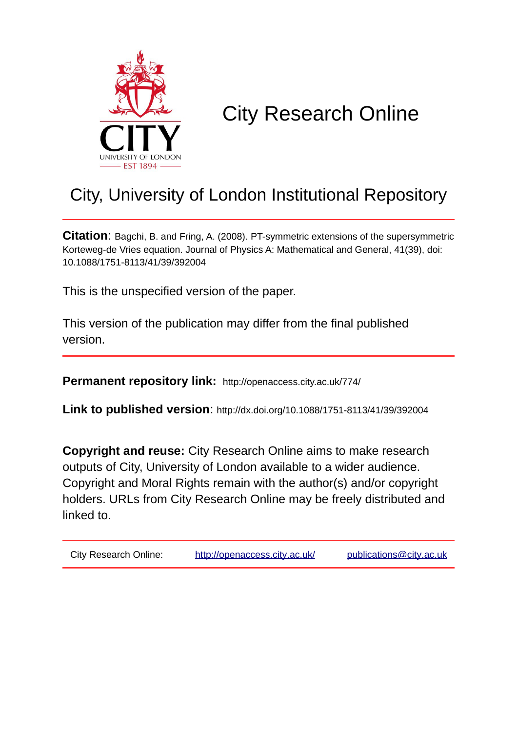CITY

UNIVERSITY OF LONDON

EST 1894

# City Research Online

## City, University of London Institutional Repository

**Citation**: Bagchi, B. and Fring, A. (2008). PT-symmetric extensions of the supersymmetric Korteweg-de Vries equation. Journal of Physics A: Mathematical and General, 41(39), doi: 10.1088/1751-8113/41/39/392004

This is the unspecified version of the paper.

This version of the publication may differ from the final published version.

**Permanent repository link:** http://openaccess.city.ac.uk/774/

**Link to published version**: http://dx.doi.org/10.1088/1751-8113/41/39/392004

**Copyright and reuse:** City Research Online aims to make research outputs of City, University of London available to a wider audience. Copyright and Moral Rights remain with the author(s) and/or copyright holders. URLs from City Research Online may be freely distributed and linked to.

| City Research Online: | http://openaccess.city.ac.uk/ | publications@city.ac.uk |
|---|---|---|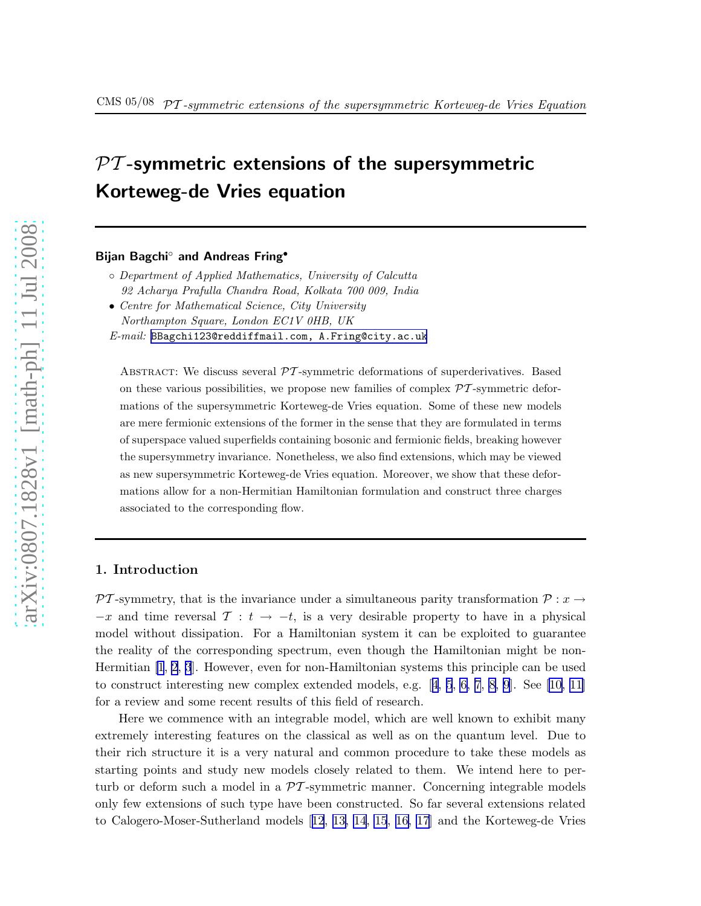# $\mathcal{PT}$-symmetric extensions of the supersymmetric Korteweg-de Vries equation

**Bijan Bagchi**° **and Andreas Fring**•

∘ *Department of Applied Mathematics, University of Calcutta*
*92 Acharya Prafulla Chandra Road, Kolkata 700 009, India*

• *Centre for Mathematical Science, City University*
*Northampton Square, London EC1V 0HB, UK*

*E-mail:* BBagchi123@reddiffmail.com, A.Fring@city.ac.uk

Abstract: We discuss several $\mathcal{PT}$-symmetric deformations of superderivatives. Based on these various possibilities, we propose new families of complex $\mathcal{PT}$-symmetric deformations of the supersymmetric Korteweg-de Vries equation. Some of these new models are mere fermionic extensions of the former in the sense that they are formulated in terms of superspace valued superfields containing bosonic and fermionic fields, breaking however the supersymmetry invariance. Nonetheless, we also find extensions, which may be viewed as new supersymmetric Korteweg-de Vries equation. Moreover, we show that these deformations allow for a non-Hermitian Hamiltonian formulation and construct three charges associated to the corresponding flow.

## 1. Introduction

$\mathcal{PT}$-symmetry, that is the invariance under a simultaneous parity transformation $\mathcal{P} : x \to -x$ and time reversal $\mathcal{T} : t \to -t$, is a very desirable property to have in a physical model without dissipation. For a Hamiltonian system it can be exploited to guarantee the reality of the corresponding spectrum, even though the Hamiltonian might be non-Hermitian [1, 2, 3]. However, even for non-Hamiltonian systems this principle can be used to construct interesting new complex extended models, e.g. [4, 5, 6, 7, 8, 9]. See [10, 11] for a review and some recent results of this field of research.

Here we commence with an integrable model, which are well known to exhibit many extremely interesting features on the classical as well as on the quantum level. Due to their rich structure it is a very natural and common procedure to take these models as starting points and study new models closely related to them. We intend here to perturb or deform such a model in a $\mathcal{PT}$-symmetric manner. Concerning integrable models only few extensions of such type have been constructed. So far several extensions related to Calogero-Moser-Sutherland models [12, 13, 14, 15, 16, 17] and the Korteweg-de Vries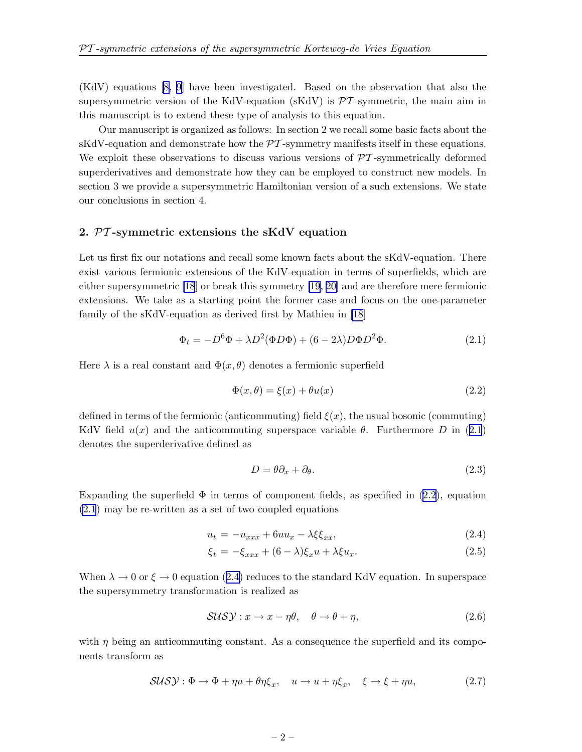(KdV) equations [8, 9] have been investigated. Based on the observation that also the supersymmetric version of the KdV-equation (sKdV) is $\mathcal{PT}$-symmetric, the main aim in this manuscript is to extend these type of analysis to this equation.

Our manuscript is organized as follows: In section 2 we recall some basic facts about the sKdV-equation and demonstrate how the $\mathcal{PT}$-symmetry manifests itself in these equations. We exploit these observations to discuss various versions of $\mathcal{PT}$-symmetrically deformed superderivatives and demonstrate how they can be employed to construct new models. In section 3 we provide a supersymmetric Hamiltonian version of a such extensions. We state our conclusions in section 4.

## 2. $\mathcal{PT}$-symmetric extensions the sKdV equation

Let us first fix our notations and recall some known facts about the sKdV-equation. There exist various fermionic extensions of the KdV-equation in terms of superfields, which are either supersymmetric [18] or break this symmetry [19, 20] and are therefore mere fermionic extensions. We take as a starting point the former case and focus on the one-parameter family of the sKdV-equation as derived first by Mathieu in [18]

$$\Phi_t = -D^6\Phi + \lambda D^2(\Phi D\Phi) + (6 - 2\lambda)D\Phi D^2\Phi. \tag{2.1}$$

Here $\lambda$ is a real constant and $\Phi(x,\theta)$ denotes a fermionic superfield

$$\Phi(x,\theta) = \xi(x) + \theta u(x) \tag{2.2}$$

defined in terms of the fermionic (anticommuting) field $\xi(x)$, the usual bosonic (commuting) KdV field $u(x)$ and the anticommuting superspace variable $\theta$. Furthermore $D$ in (2.1) denotes the superderivative defined as

$$D = \theta\partial_x + \partial_\theta. \tag{2.3}$$

Expanding the superfield $\Phi$ in terms of component fields, as specified in (2.2), equation (2.1) may be re-written as a set of two coupled equations

$$u_t = -u_{xxx} + 6uu_x - \lambda\xi\xi_{xx}, \tag{2.4}$$

$$\xi_t = -\xi_{xxx} + (6-\lambda)\xi_x u + \lambda\xi u_x. \tag{2.5}$$

When $\lambda \to 0$ or $\xi \to 0$ equation (2.4) reduces to the standard KdV equation. In superspace the supersymmetry transformation is realized as

$$\mathcal{SUSY} : x \to x - \eta\theta, \quad \theta \to \theta + \eta, \tag{2.6}$$

with $\eta$ being an anticommuting constant. As a consequence the superfield and its components transform as

$$\mathcal{SUSY} : \Phi \to \Phi + \eta u + \theta\eta\xi_x, \quad u \to u + \eta\xi_x, \quad \xi \to \xi + \eta u, \tag{2.7}$$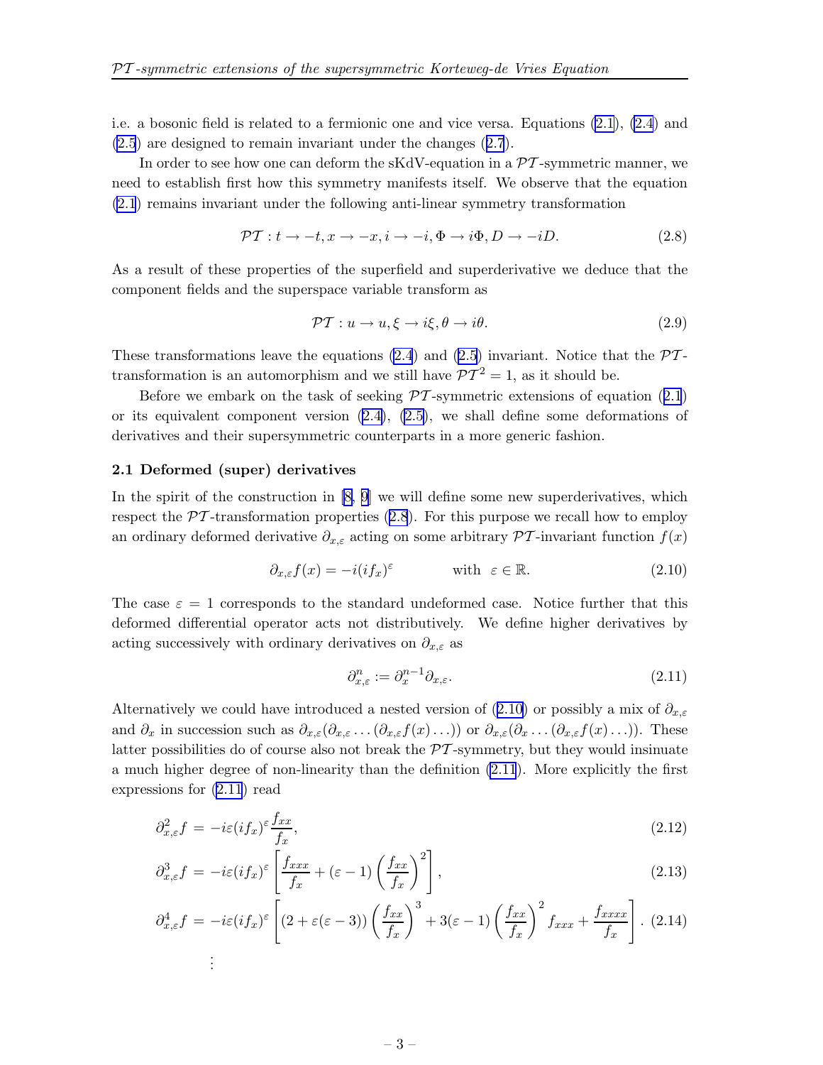i.e. a bosonic field is related to a fermionic one and vice versa. Equations (2.1), (2.4) and (2.5) are designed to remain invariant under the changes (2.7).

In order to see how one can deform the sKdV-equation in a $\mathcal{PT}$-symmetric manner, we need to establish first how this symmetry manifests itself. We observe that the equation (2.1) remains invariant under the following anti-linear symmetry transformation

$$\mathcal{PT}: t \to -t, x \to -x, i \to -i, \Phi \to i\Phi, D \to -iD. \tag{2.8}$$

As a result of these properties of the superfield and superderivative we deduce that the component fields and the superspace variable transform as

$$\mathcal{PT}: u \to u, \xi \to i\xi, \theta \to i\theta. \tag{2.9}$$

These transformations leave the equations (2.4) and (2.5) invariant. Notice that the $\mathcal{PT}$-transformation is an automorphism and we still have $\mathcal{PT}^2 = 1$, as it should be.

Before we embark on the task of seeking $\mathcal{PT}$-symmetric extensions of equation (2.1) or its equivalent component version (2.4), (2.5), we shall define some deformations of derivatives and their supersymmetric counterparts in a more generic fashion.

### 2.1 Deformed (super) derivatives

In the spirit of the construction in [8, 9] we will define some new superderivatives, which respect the $\mathcal{PT}$-transformation properties (2.8). For this purpose we recall how to employ an ordinary deformed derivative $\partial_{x,\varepsilon}$ acting on some arbitrary $\mathcal{PT}$-invariant function $f(x)$

$$\partial_{x,\varepsilon} f(x) = -i(if_x)^{\varepsilon} \qquad \text{with} \;\; \varepsilon \in \mathbb{R}. \tag{2.10}$$

The case $\varepsilon = 1$ corresponds to the standard undeformed case. Notice further that this deformed differential operator acts not distributively. We define higher derivatives by acting successively with ordinary derivatives on $\partial_{x,\varepsilon}$ as

$$\partial_{x,\varepsilon}^{n} := \partial_x^{n-1}\partial_{x,\varepsilon}. \tag{2.11}$$

Alternatively we could have introduced a nested version of (2.10) or possibly a mix of $\partial_{x,\varepsilon}$ and $\partial_x$ in succession such as $\partial_{x,\varepsilon}(\partial_{x,\varepsilon}\ldots(\partial_{x,\varepsilon}f(x)\ldots))$ or $\partial_{x,\varepsilon}(\partial_x\ldots(\partial_{x,\varepsilon}f(x)\ldots))$. These latter possibilities do of course also not break the $\mathcal{PT}$-symmetry, but they would insinuate a much higher degree of non-linearity than the definition (2.11). More explicitly the first expressions for (2.11) read

$$\partial_{x,\varepsilon}^{2} f = -i\varepsilon(if_x)^{\varepsilon}\frac{f_{xx}}{f_x}, \tag{2.12}$$

$$\partial_{x,\varepsilon}^{3} f = -i\varepsilon(if_x)^{\varepsilon}\left[\frac{f_{xxx}}{f_x} + (\varepsilon - 1)\left(\frac{f_{xx}}{f_x}\right)^2\right], \tag{2.13}$$

$$\partial_{x,\varepsilon}^{4} f = -i\varepsilon(if_x)^{\varepsilon}\left[(2+\varepsilon(\varepsilon-3))\left(\frac{f_{xx}}{f_x}\right)^3 + 3(\varepsilon-1)\left(\frac{f_{xx}}{f_x}\right)^2 f_{xxx} + \frac{f_{xxxx}}{f_x}\right]. \tag{2.14}$$

$$\vdots$$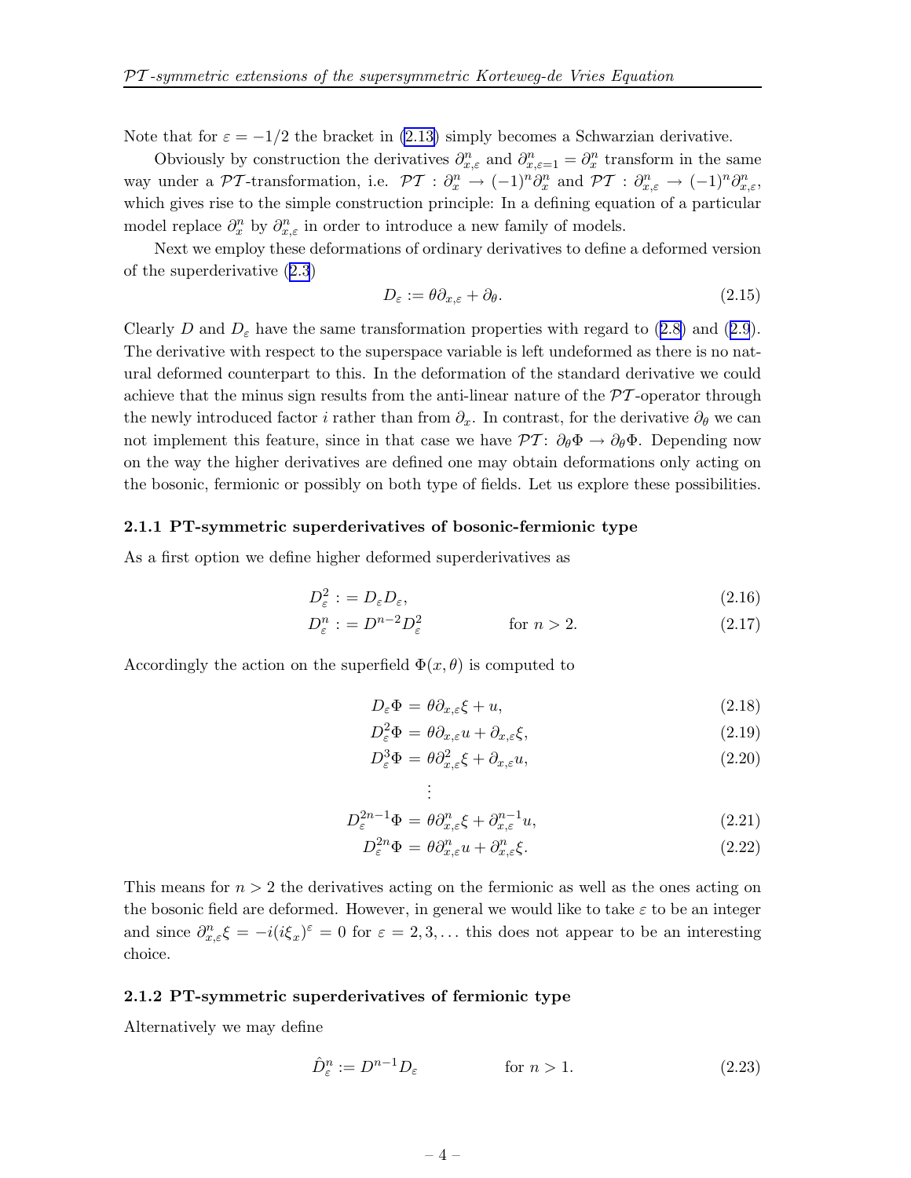Note that for $\varepsilon = -1/2$ the bracket in (2.13) simply becomes a Schwarzian derivative.

Obviously by construction the derivatives $\partial_{x,\varepsilon}^n$ and $\partial_{x,\varepsilon=1}^n = \partial_x^n$ transform in the same way under a $\mathcal{PT}$-transformation, i.e. $\mathcal{PT} : \partial_x^n \to (-1)^n \partial_x^n$ and $\mathcal{PT} : \partial_{x,\varepsilon}^n \to (-1)^n \partial_{x,\varepsilon}^n$, which gives rise to the simple construction principle: In a defining equation of a particular model replace $\partial_x^n$ by $\partial_{x,\varepsilon}^n$ in order to introduce a new family of models.

Next we employ these deformations of ordinary derivatives to define a deformed version of the superderivative (2.3)

$$D_\varepsilon := \theta \partial_{x,\varepsilon} + \partial_\theta. \tag{2.15}$$

Clearly $D$ and $D_\varepsilon$ have the same transformation properties with regard to (2.8) and (2.9). The derivative with respect to the superspace variable is left undeformed as there is no natural deformed counterpart to this. In the deformation of the standard derivative we could achieve that the minus sign results from the anti-linear nature of the $\mathcal{PT}$-operator through the newly introduced factor $i$ rather than from $\partial_x$. In contrast, for the derivative $\partial_\theta$ we can not implement this feature, since in that case we have $\mathcal{PT}$: $\partial_\theta \Phi \to \partial_\theta \Phi$. Depending now on the way the higher derivatives are defined one may obtain deformations only acting on the bosonic, fermionic or possibly on both type of fields. Let us explore these possibilities.

### 2.1.1 PT-symmetric superderivatives of bosonic-fermionic type

As a first option we define higher deformed superderivatives as

$$D_\varepsilon^2 := D_\varepsilon D_\varepsilon, \tag{2.16}$$

$$D_\varepsilon^n := D^{n-2} D_\varepsilon^2 \qquad \text{for } n > 2. \tag{2.17}$$

Accordingly the action on the superfield $\Phi(x,\theta)$ is computed to

$$D_\varepsilon \Phi = \theta \partial_{x,\varepsilon} \xi + u, \tag{2.18}$$

$$D_\varepsilon^2 \Phi = \theta \partial_{x,\varepsilon} u + \partial_{x,\varepsilon} \xi, \tag{2.19}$$

$$D_\varepsilon^3 \Phi = \theta \partial_{x,\varepsilon}^2 \xi + \partial_{x,\varepsilon} u, \tag{2.20}$$

$$\vdots$$

$$D_\varepsilon^{2n-1} \Phi = \theta \partial_{x,\varepsilon}^n \xi + \partial_{x,\varepsilon}^{n-1} u, \tag{2.21}$$

$$D_\varepsilon^{2n} \Phi = \theta \partial_{x,\varepsilon}^n u + \partial_{x,\varepsilon}^n \xi. \tag{2.22}$$

This means for $n > 2$ the derivatives acting on the fermionic as well as the ones acting on the bosonic field are deformed. However, in general we would like to take $\varepsilon$ to be an integer and since $\partial_{x,\varepsilon}^n \xi = -i(i\xi_x)^\varepsilon = 0$ for $\varepsilon = 2, 3, \ldots$ this does not appear to be an interesting choice.

### 2.1.2 PT-symmetric superderivatives of fermionic type

Alternatively we may define

$$\hat{D}_\varepsilon^n := D^{n-1} D_\varepsilon \qquad \text{for } n > 1. \tag{2.23}$$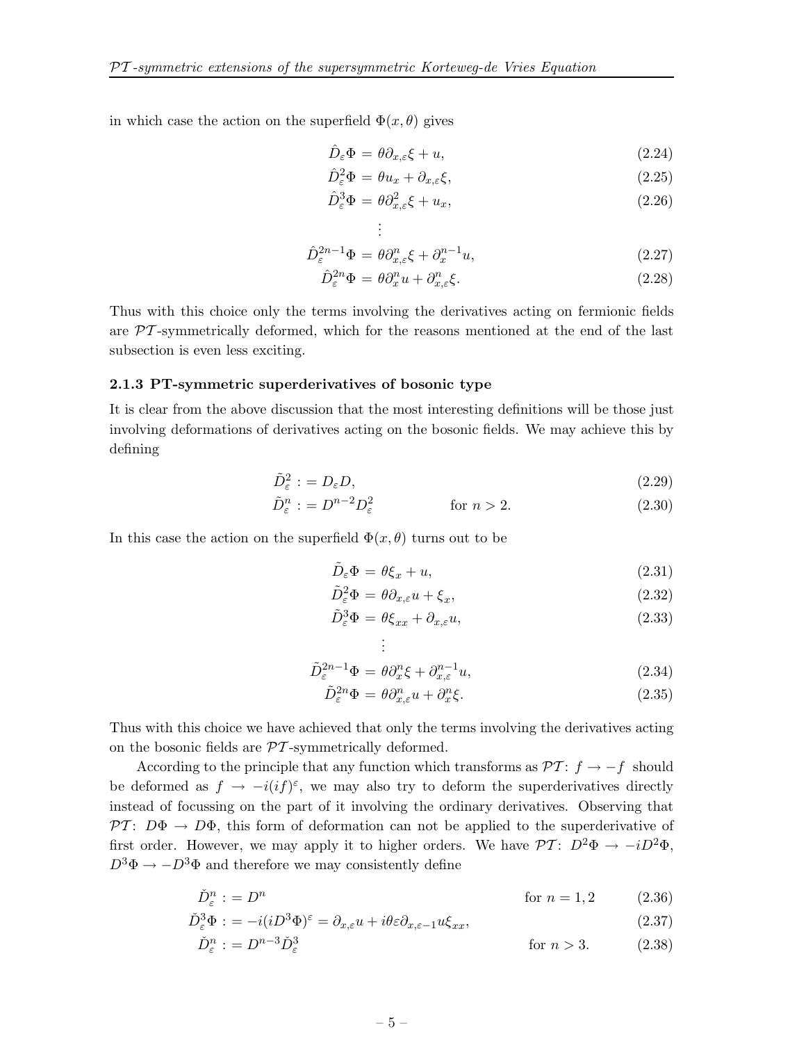in which case the action on the superfield $\Phi(x,\theta)$ gives

$$\hat{D}_\varepsilon \Phi = \theta \partial_{x,\varepsilon} \xi + u, \tag{2.24}$$

$$\hat{D}_\varepsilon^2 \Phi = \theta u_x + \partial_{x,\varepsilon} \xi, \tag{2.25}$$

$$\hat{D}_\varepsilon^3 \Phi = \theta \partial_{x,\varepsilon}^2 \xi + u_x, \tag{2.26}$$

$$\vdots$$

$$\hat{D}_\varepsilon^{2n-1} \Phi = \theta \partial_{x,\varepsilon}^n \xi + \partial_x^{n-1} u, \tag{2.27}$$

$$\hat{D}_\varepsilon^{2n} \Phi = \theta \partial_x^n u + \partial_{x,\varepsilon}^n \xi. \tag{2.28}$$

Thus with this choice only the terms involving the derivatives acting on fermionic fields are $\mathcal{PT}$-symmetrically deformed, which for the reasons mentioned at the end of the last subsection is even less exciting.

### 2.1.3 PT-symmetric superderivatives of bosonic type

It is clear from the above discussion that the most interesting definitions will be those just involving deformations of derivatives acting on the bosonic fields. We may achieve this by defining

$$\tilde{D}_\varepsilon^2 := D_\varepsilon D, \tag{2.29}$$

$$\tilde{D}_\varepsilon^n := D^{n-2} D_\varepsilon^2 \qquad \text{for } n > 2. \tag{2.30}$$

In this case the action on the superfield $\Phi(x,\theta)$ turns out to be

$$\tilde{D}_\varepsilon \Phi = \theta \xi_x + u, \tag{2.31}$$

$$\tilde{D}_\varepsilon^2 \Phi = \theta \partial_{x,\varepsilon} u + \xi_x, \tag{2.32}$$

$$\tilde{D}_\varepsilon^3 \Phi = \theta \xi_{xx} + \partial_{x,\varepsilon} u, \tag{2.33}$$

$$\vdots$$

$$\tilde{D}_\varepsilon^{2n-1} \Phi = \theta \partial_x^n \xi + \partial_{x,\varepsilon}^{n-1} u, \tag{2.34}$$

$$\tilde{D}_\varepsilon^{2n} \Phi = \theta \partial_{x,\varepsilon}^n u + \partial_x^n \xi. \tag{2.35}$$

Thus with this choice we have achieved that only the terms involving the derivatives acting on the bosonic fields are $\mathcal{PT}$-symmetrically deformed.

According to the principle that any function which transforms as $\mathcal{PT}\colon f \to -f$ should be deformed as $f \to -i(if)^\varepsilon$, we may also try to deform the superderivatives directly instead of focussing on the part of it involving the ordinary derivatives. Observing that $\mathcal{PT}\colon D\Phi \to D\Phi$, this form of deformation can not be applied to the superderivative of first order. However, we may apply it to higher orders. We have $\mathcal{PT}\colon D^2\Phi \to -iD^2\Phi$, $D^3\Phi \to -D^3\Phi$ and therefore we may consistently define

$$\check{D}_\varepsilon^n := D^n \qquad \text{for } n = 1, 2 \tag{2.36}$$

$$\check{D}_\varepsilon^3 \Phi := -i(iD^3\Phi)^\varepsilon = \partial_{x,\varepsilon} u + i\theta\varepsilon \partial_{x,\varepsilon-1} u \xi_{xx}, \tag{2.37}$$

$$\check{D}_\varepsilon^n := D^{n-3} \check{D}_\varepsilon^3 \qquad \text{for } n > 3. \tag{2.38}$$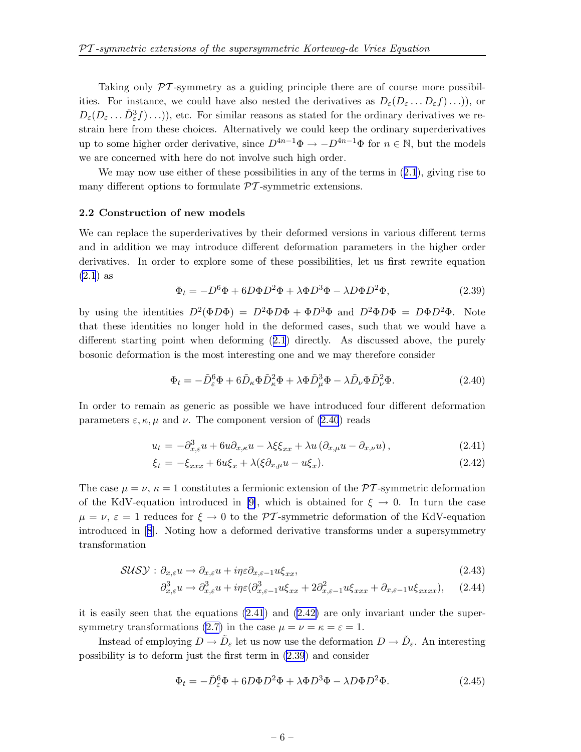Taking only $\mathcal{PT}$-symmetry as a guiding principle there are of course more possibilities. For instance, we could have also nested the derivatives as $D_\varepsilon(D_\varepsilon \ldots D_\varepsilon f)\ldots))$, or $D_\varepsilon(D_\varepsilon \ldots \check{D}_\varepsilon^3 f)\ldots))$, etc. For similar reasons as stated for the ordinary derivatives we restrain here from these choices. Alternatively we could keep the ordinary superderivatives up to some higher order derivative, since $D^{4n-1}\Phi \to -D^{4n-1}\Phi$ for $n \in \mathbb{N}$, but the models we are concerned with here do not involve such high order.

We may now use either of these possibilities in any of the terms in (2.1), giving rise to many different options to formulate $\mathcal{PT}$-symmetric extensions.

### 2.2 Construction of new models

We can replace the superderivatives by their deformed versions in various different terms and in addition we may introduce different deformation parameters in the higher order derivatives. In order to explore some of these possibilities, let us first rewrite equation (2.1) as

$$\Phi_t = -D^6\Phi + 6D\Phi D^2\Phi + \lambda\Phi D^3\Phi - \lambda D\Phi D^2\Phi, \tag{2.39}$$

by using the identities $D^2(\Phi D\Phi) = D^2\Phi D\Phi + \Phi D^3\Phi$ and $D^2\Phi D\Phi = D\Phi D^2\Phi$. Note that these identities no longer hold in the deformed cases, such that we would have a different starting point when deforming (2.1) directly. As discussed above, the purely bosonic deformation is the most interesting one and we may therefore consider

$$\Phi_t = -\tilde{D}_\varepsilon^6\Phi + 6\tilde{D}_\kappa\Phi\tilde{D}_\kappa^2\Phi + \lambda\Phi\tilde{D}_\mu^3\Phi - \lambda\tilde{D}_\nu\Phi\tilde{D}_\nu^2\Phi. \tag{2.40}$$

In order to remain as generic as possible we have introduced four different deformation parameters $\varepsilon, \kappa, \mu$ and $\nu$. The component version of (2.40) reads

$$u_t = -\partial_{x,\varepsilon}^3 u + 6u\partial_{x,\kappa}u - \lambda\xi\xi_{xx} + \lambda u\left(\partial_{x,\mu}u - \partial_{x,\nu}u\right), \tag{2.41}$$

$$\xi_t = -\xi_{xxx} + 6u\xi_x + \lambda(\xi\partial_{x,\mu}u - u\xi_x). \tag{2.42}$$

The case $\mu = \nu$, $\kappa = 1$ constitutes a fermionic extension of the $\mathcal{PT}$-symmetric deformation of the KdV-equation introduced in [9], which is obtained for $\xi \to 0$. In turn the case $\mu = \nu$, $\varepsilon = 1$ reduces for $\xi \to 0$ to the $\mathcal{PT}$-symmetric deformation of the KdV-equation introduced in [8]. Noting how a deformed derivative transforms under a supersymmetry transformation

$$\mathcal{SUSY}: \partial_{x,\varepsilon}u \to \partial_{x,\varepsilon}u + i\eta\varepsilon\partial_{x,\varepsilon-1}u\xi_{xx}, \tag{2.43}$$

$$\partial_{x,\varepsilon}^3 u \to \partial_{x,\varepsilon}^3 u + i\eta\varepsilon(\partial_{x,\varepsilon-1}^3 u\xi_{xx} + 2\partial_{x,\varepsilon-1}^2 u\xi_{xxx} + \partial_{x,\varepsilon-1}u\xi_{xxxx}), \tag{2.44}$$

it is easily seen that the equations (2.41) and (2.42) are only invariant under the supersymmetry transformations (2.7) in the case $\mu = \nu = \kappa = \varepsilon = 1$.

Instead of employing $D \to \tilde{D}_\varepsilon$ let us now use the deformation $D \to \check{D}_\varepsilon$. An interesting possibility is to deform just the first term in (2.39) and consider

$$\Phi_t = -\check{D}_\varepsilon^6\Phi + 6D\Phi D^2\Phi + \lambda\Phi D^3\Phi - \lambda D\Phi D^2\Phi. \tag{2.45}$$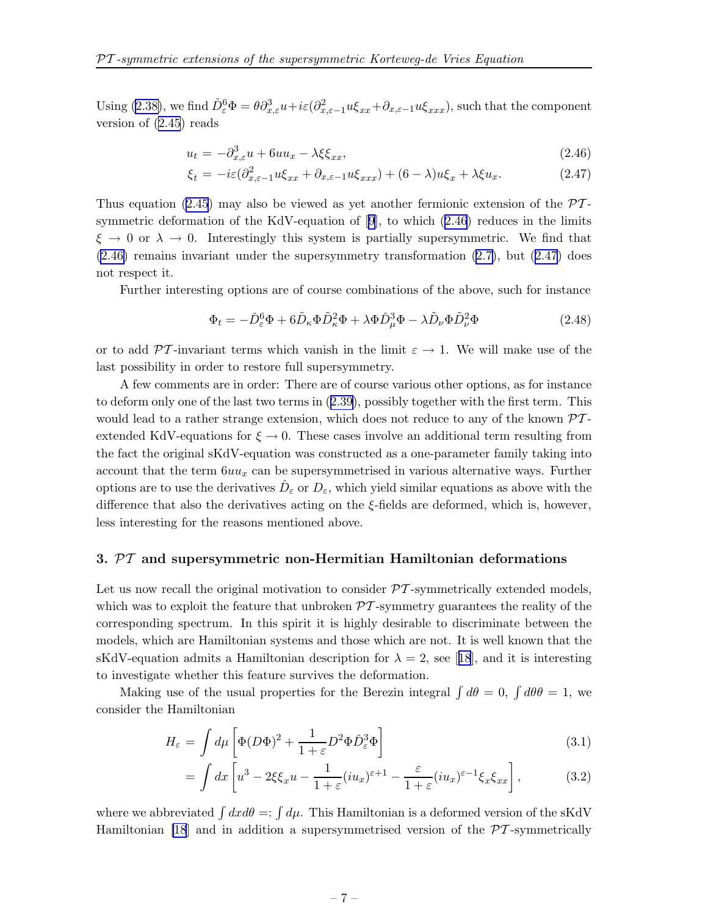Using (2.38), we find $\check{D}_\varepsilon^6 \Phi = \theta \partial_{x,\varepsilon}^3 u + i\varepsilon(\partial_{x,\varepsilon-1}^2 u \xi_{xx} + \partial_{x,\varepsilon-1} u \xi_{xxx})$, such that the component version of (2.45) reads

$$u_t = -\partial_{x,\varepsilon}^3 u + 6uu_x - \lambda \xi \xi_{xx}, \tag{2.46}$$

$$\xi_t = -i\varepsilon(\partial_{x,\varepsilon-1}^2 u \xi_{xx} + \partial_{x,\varepsilon-1} u \xi_{xxx}) + (6-\lambda) u \xi_x + \lambda \xi u_x. \tag{2.47}$$

Thus equation (2.45) may also be viewed as yet another fermionic extension of the $\mathcal{PT}$-symmetric deformation of the KdV-equation of [9], to which (2.46) reduces in the limits $\xi \to 0$ or $\lambda \to 0$. Interestingly this system is partially supersymmetric. We find that (2.46) remains invariant under the supersymmetry transformation (2.7), but (2.47) does not respect it.

Further interesting options are of course combinations of the above, such for instance

$$\Phi_t = -\check{D}_\varepsilon^6 \Phi + 6\tilde{D}_\kappa \Phi \tilde{D}_\kappa^2 \Phi + \lambda \Phi \check{D}_\mu^3 \Phi - \lambda \tilde{D}_\nu \Phi \tilde{D}_\nu^2 \Phi \tag{2.48}$$

or to add $\mathcal{PT}$-invariant terms which vanish in the limit $\varepsilon \to 1$. We will make use of the last possibility in order to restore full supersymmetry.

A few comments are in order: There are of course various other options, as for instance to deform only one of the last two terms in (2.39), possibly together with the first term. This would lead to a rather strange extension, which does not reduce to any of the known $\mathcal{PT}$-extended KdV-equations for $\xi \to 0$. These cases involve an additional term resulting from the fact the original sKdV-equation was constructed as a one-parameter family taking into account that the term $6uu_x$ can be supersymmetrised in various alternative ways. Further options are to use the derivatives $\hat{D}_\varepsilon$ or $D_\varepsilon$, which yield similar equations as above with the difference that also the derivatives acting on the $\xi$-fields are deformed, which is, however, less interesting for the reasons mentioned above.

## 3. $\mathcal{PT}$ and supersymmetric non-Hermitian Hamiltonian deformations

Let us now recall the original motivation to consider $\mathcal{PT}$-symmetrically extended models, which was to exploit the feature that unbroken $\mathcal{PT}$-symmetry guarantees the reality of the corresponding spectrum. In this spirit it is highly desirable to discriminate between the models, which are Hamiltonian systems and those which are not. It is well known that the sKdV-equation admits a Hamiltonian description for $\lambda = 2$, see [18], and it is interesting to investigate whether this feature survives the deformation.

Making use of the usual properties for the Berezin integral $\int d\theta = 0$, $\int d\theta\theta = 1$, we consider the Hamiltonian

$$H_\varepsilon = \int d\mu \left[ \Phi (D\Phi)^2 + \frac{1}{1+\varepsilon} D^2 \Phi \check{D}_\varepsilon^3 \Phi \right] \tag{3.1}$$

$$= \int dx \left[ u^3 - 2\xi \xi_x u - \frac{1}{1+\varepsilon} (iu_x)^{\varepsilon+1} - \frac{\varepsilon}{1+\varepsilon} (iu_x)^{\varepsilon-1} \xi_x \xi_{xx} \right], \tag{3.2}$$

where we abbreviated $\int dx d\theta =: \int d\mu$. This Hamiltonian is a deformed version of the sKdV Hamiltonian [18] and in addition a supersymmetrised version of the $\mathcal{PT}$-symmetrically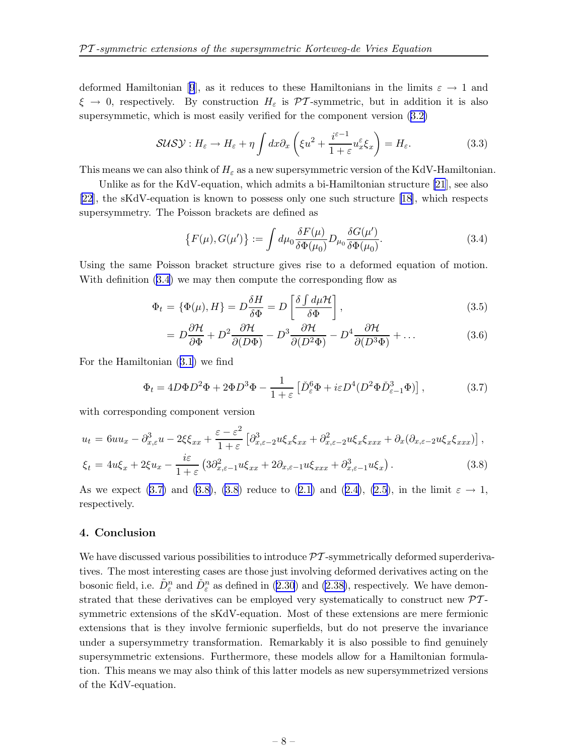deformed Hamiltonian [9], as it reduces to these Hamiltonians in the limits $\varepsilon \to 1$ and $\xi \to 0$, respectively. By construction $H_\varepsilon$ is $\mathcal{PT}$-symmetric, but in addition it is also supersymmetic, which is most easily verified for the component version (3.2)

$$\mathcal{SUSY}: H_\varepsilon \to H_\varepsilon + \eta \int dx \partial_x \left( \xi u^2 + \frac{i^{\varepsilon-1}}{1+\varepsilon} u_x^\varepsilon \xi_x \right) = H_\varepsilon. \tag{3.3}$$

This means we can also think of $H_\varepsilon$ as a new supersymmetric version of the KdV-Hamiltonian.

Unlike as for the KdV-equation, which admits a bi-Hamiltonian structure [21], see also [22], the sKdV-equation is known to possess only one such structure [18], which respects supersymmetry. The Poisson brackets are defined as

$$\{F(\mu), G(\mu')\} := \int d\mu_0 \frac{\delta F(\mu)}{\delta \Phi(\mu_0)} D_{\mu_0} \frac{\delta G(\mu')}{\delta \Phi(\mu_0)}. \tag{3.4}$$

Using the same Poisson bracket structure gives rise to a deformed equation of motion. With definition (3.4) we may then compute the corresponding flow as

$$\Phi_t = \{\Phi(\mu), H\} = D\frac{\delta H}{\delta \Phi} = D\left[\frac{\delta \int d\mu \mathcal{H}}{\delta \Phi}\right], \tag{3.5}$$

$$= D\frac{\partial \mathcal{H}}{\partial \Phi} + D^2 \frac{\partial \mathcal{H}}{\partial (D\Phi)} - D^3 \frac{\partial \mathcal{H}}{\partial (D^2\Phi)} - D^4 \frac{\partial \mathcal{H}}{\partial (D^3\Phi)} + \ldots \tag{3.6}$$

For the Hamiltonian (3.1) we find

$$\Phi_t = 4D\Phi D^2\Phi + 2\Phi D^3\Phi - \frac{1}{1+\varepsilon}\left[\check{D}_\varepsilon^6 \Phi + i\varepsilon D^4 (D^2\Phi \check{D}_{\varepsilon-1}^3 \Phi)\right], \tag{3.7}$$

with corresponding component version

$$\begin{aligned}
u_t &= 6uu_x - \partial_{x,\varepsilon}^3 u - 2\xi\xi_{xx} + \frac{\varepsilon - \varepsilon^2}{1+\varepsilon}\left[\partial_{x,\varepsilon-2}^3 u \xi_x \xi_{xx} + \partial_{x,\varepsilon-2}^2 u \xi_x \xi_{xxx} + \partial_x(\partial_{x,\varepsilon-2} u \xi_x \xi_{xxx})\right], \\
\xi_t &= 4u\xi_x + 2\xi u_x - \frac{i\varepsilon}{1+\varepsilon}\left(3\partial_{x,\varepsilon-1}^2 u \xi_{xx} + 2\partial_{x,\varepsilon-1} u \xi_{xxx} + \partial_{x,\varepsilon-1}^3 u \xi_x\right).
\end{aligned} \tag{3.8}$$

As we expect (3.7) and (3.8), (3.8) reduce to (2.1) and (2.4), (2.5), in the limit $\varepsilon \to 1$, respectively.

## 4. Conclusion

We have discussed various possibilities to introduce $\mathcal{PT}$-symmetrically deformed superderivatives. The most interesting cases are those just involving deformed derivatives acting on the bosonic field, i.e. $\tilde{D}_\varepsilon^n$ and $\check{D}_\varepsilon^n$ as defined in (2.30) and (2.38), respectively. We have demonstrated that these derivatives can be employed very systematically to construct new $\mathcal{PT}$-symmetric extensions of the sKdV-equation. Most of these extensions are mere fermionic extensions that is they involve fermionic superfields, but do not preserve the invariance under a supersymmetry transformation. Remarkably it is also possible to find genuinely supersymmetric extensions. Furthermore, these models allow for a Hamiltonian formulation. This means we may also think of this latter models as new supersymmetrized versions of the KdV-equation.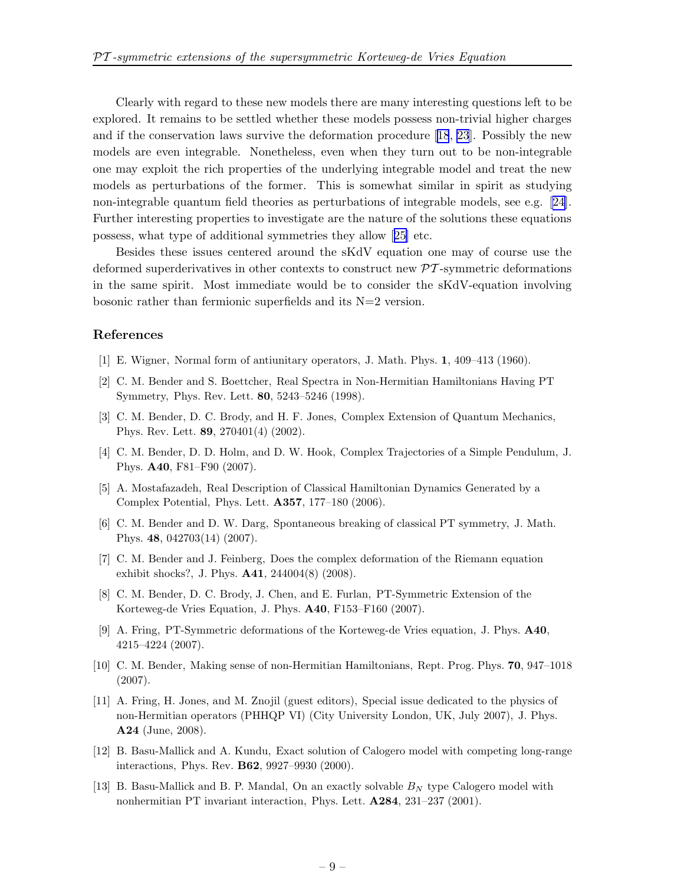Clearly with regard to these new models there are many interesting questions left to be explored. It remains to be settled whether these models possess non-trivial higher charges and if the conservation laws survive the deformation procedure [18, 23]. Possibly the new models are even integrable. Nonetheless, even when they turn out to be non-integrable one may exploit the rich properties of the underlying integrable model and treat the new models as perturbations of the former. This is somewhat similar in spirit as studying non-integrable quantum field theories as perturbations of integrable models, see e.g. [24]. Further interesting properties to investigate are the nature of the solutions these equations possess, what type of additional symmetries they allow [25] etc.

Besides these issues centered around the sKdV equation one may of course use the deformed superderivatives in other contexts to construct new $\mathcal{PT}$-symmetric deformations in the same spirit. Most immediate would be to consider the sKdV-equation involving bosonic rather than fermionic superfields and its N=2 version.

## References

[1] E. Wigner, Normal form of antiunitary operators, J. Math. Phys. **1**, 409–413 (1960).

[2] C. M. Bender and S. Boettcher, Real Spectra in Non-Hermitian Hamiltonians Having PT Symmetry, Phys. Rev. Lett. **80**, 5243–5246 (1998).

[3] C. M. Bender, D. C. Brody, and H. F. Jones, Complex Extension of Quantum Mechanics, Phys. Rev. Lett. **89**, 270401(4) (2002).

[4] C. M. Bender, D. D. Holm, and D. W. Hook, Complex Trajectories of a Simple Pendulum, J. Phys. **A40**, F81–F90 (2007).

[5] A. Mostafazadeh, Real Description of Classical Hamiltonian Dynamics Generated by a Complex Potential, Phys. Lett. **A357**, 177–180 (2006).

[6] C. M. Bender and D. W. Darg, Spontaneous breaking of classical PT symmetry, J. Math. Phys. **48**, 042703(14) (2007).

[7] C. M. Bender and J. Feinberg, Does the complex deformation of the Riemann equation exhibit shocks?, J. Phys. **A41**, 244004(8) (2008).

[8] C. M. Bender, D. C. Brody, J. Chen, and E. Furlan, PT-Symmetric Extension of the Korteweg-de Vries Equation, J. Phys. **A40**, F153–F160 (2007).

[9] A. Fring, PT-Symmetric deformations of the Korteweg-de Vries equation, J. Phys. **A40**, 4215–4224 (2007).

[10] C. M. Bender, Making sense of non-Hermitian Hamiltonians, Rept. Prog. Phys. **70**, 947–1018 (2007).

[11] A. Fring, H. Jones, and M. Znojil (guest editors), Special issue dedicated to the physics of non-Hermitian operators (PHHQP VI) (City University London, UK, July 2007), J. Phys. **A24** (June, 2008).

[12] B. Basu-Mallick and A. Kundu, Exact solution of Calogero model with competing long-range interactions, Phys. Rev. **B62**, 9927–9930 (2000).

[13] B. Basu-Mallick and B. P. Mandal, On an exactly solvable $B_N$ type Calogero model with nonhermitian PT invariant interaction, Phys. Lett. **A284**, 231–237 (2001).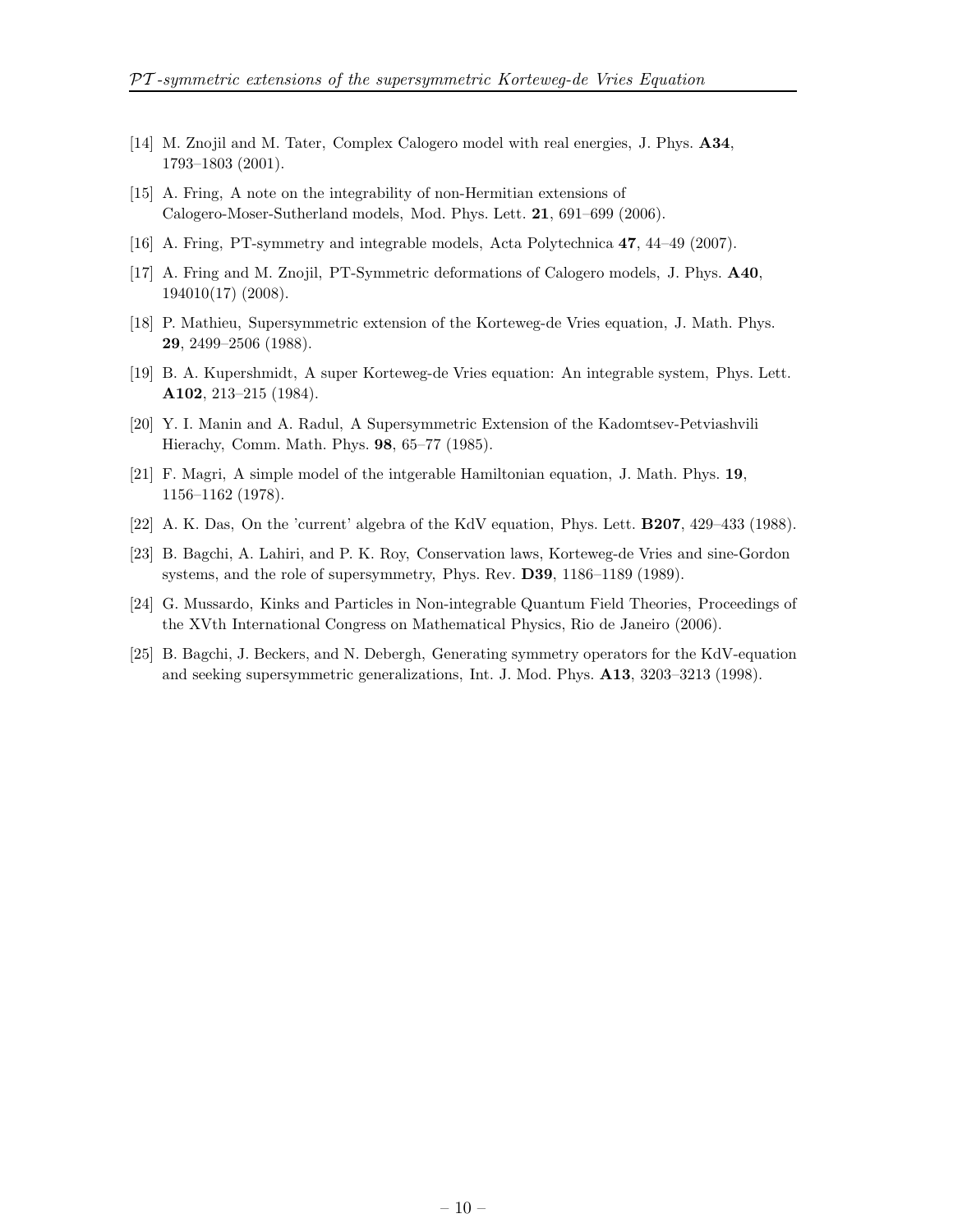[14] M. Znojil and M. Tater, Complex Calogero model with real energies, J. Phys. **A34**, 1793–1803 (2001).

[15] A. Fring, A note on the integrability of non-Hermitian extensions of Calogero-Moser-Sutherland models, Mod. Phys. Lett. **21**, 691–699 (2006).

[16] A. Fring, PT-symmetry and integrable models, Acta Polytechnica **47**, 44–49 (2007).

[17] A. Fring and M. Znojil, PT-Symmetric deformations of Calogero models, J. Phys. **A40**, 194010(17) (2008).

[18] P. Mathieu, Supersymmetric extension of the Korteweg-de Vries equation, J. Math. Phys. **29**, 2499–2506 (1988).

[19] B. A. Kupershmidt, A super Korteweg-de Vries equation: An integrable system, Phys. Lett. **A102**, 213–215 (1984).

[20] Y. I. Manin and A. Radul, A Supersymmetric Extension of the Kadomtsev-Petviashvili Hierachy, Comm. Math. Phys. **98**, 65–77 (1985).

[21] F. Magri, A simple model of the intgerable Hamiltonian equation, J. Math. Phys. **19**, 1156–1162 (1978).

[22] A. K. Das, On the 'current' algebra of the KdV equation, Phys. Lett. **B207**, 429–433 (1988).

[23] B. Bagchi, A. Lahiri, and P. K. Roy, Conservation laws, Korteweg-de Vries and sine-Gordon systems, and the role of supersymmetry, Phys. Rev. **D39**, 1186–1189 (1989).

[24] G. Mussardo, Kinks and Particles in Non-integrable Quantum Field Theories, Proceedings of the XVth International Congress on Mathematical Physics, Rio de Janeiro (2006).

[25] B. Bagchi, J. Beckers, and N. Debergh, Generating symmetry operators for the KdV-equation and seeking supersymmetric generalizations, Int. J. Mod. Phys. **A13**, 3203–3213 (1998).